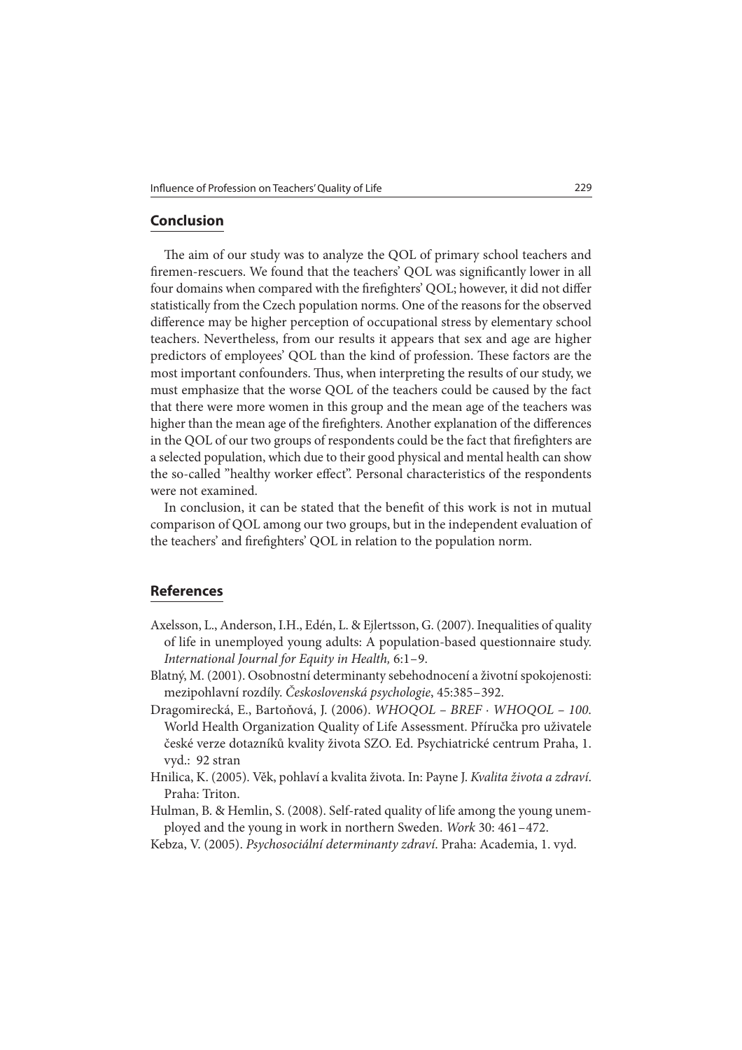## Conclusion

The aim of our study was to analyze the QOL of primary school teachers and firemen-rescuers. We found that the teachers' QOL was significantly lower in all four domains when compared with the firefighters' QOL; however, it did not differ statistically from the Czech population norms. One of the reasons for the observed difference may be higher perception of occupational stress by elementary school teachers. Nevertheless, from our results it appears that sex and age are higher predictors of employees' QOL than the kind of profession. These factors are the most important confounders. Thus, when interpreting the results of our study, we must emphasize that the worse QOL of the teachers could be caused by the fact that there were more women in this group and the mean age of the teachers was higher than the mean age of the firefighters. Another explanation of the differences in the QOL of our two groups of respondents could be the fact that firefighters are a selected population, which due to their good physical and mental health can show the so-called "healthy worker effect". Personal characteristics of the respondents were not examined.

In conclusion, it can be stated that the benefit of this work is not in mutual comparison of QOL among our two groups, but in the independent evaluation of the teachers' and firefighters' QOL in relation to the population norm.

## References

Axelsson, L., Anderson, I.H., Edén, L. & Ejlertsson, G. (2007). Inequalities of quality of life in unemployed young adults: A population-based questionnaire study. *International Journal for Equity in Health,* 6:1–9.

Blatný, M. (2001). Osobnostní determinanty sebehodnocení a životní spokojenosti: mezipohlavní rozdíly. *Československá psychologie*, 45:385–392.

Dragomirecká, E., Bartoňová, J. (2006). *WHOQOL – BREF · WHOQOL – 100*. World Health Organization Quality of Life Assessment. Příručka pro uživatele české verze dotazníků kvality života SZO. Ed. Psychiatrické centrum Praha, 1. vyd.: 92 stran

Hnilica, K. (2005). Věk, pohlaví a kvalita života. In: Payne J. *Kvalita života a zdraví*. Praha: Triton.

Hulman, B. & Hemlin, S. (2008). Self-rated quality of life among the young unemployed and the young in work in northern Sweden. *Work* 30: 461–472.

Kebza, V. (2005). *Psychosociální determinanty zdraví*. Praha: Academia, 1. vyd.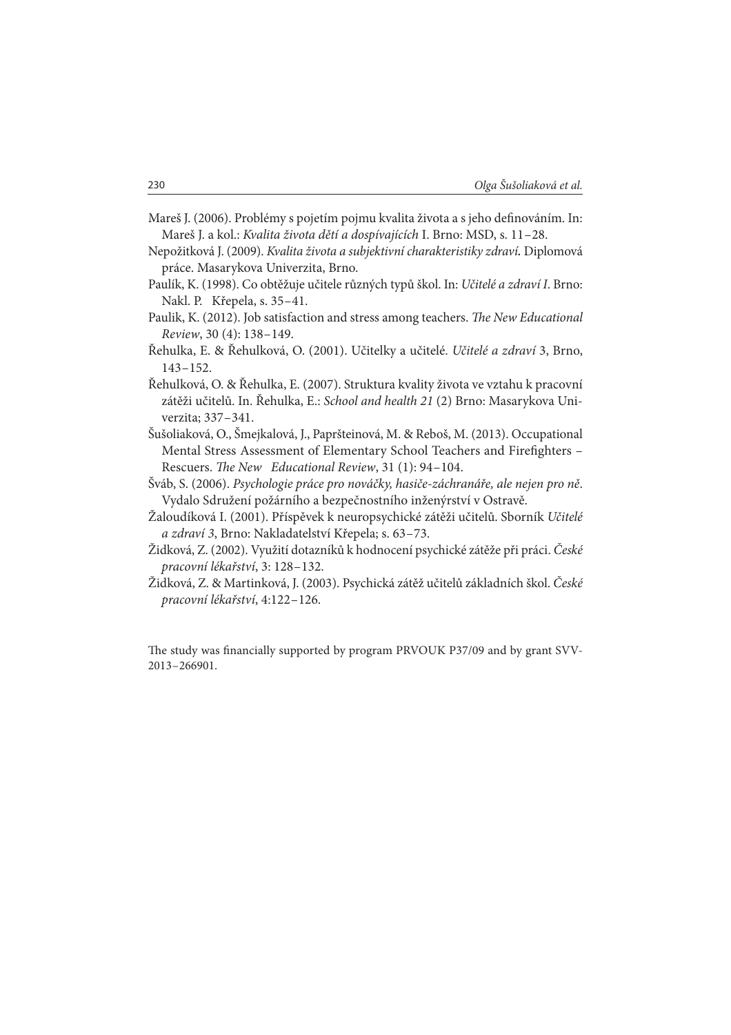Mareš J. (2006). Problémy s pojetím pojmu kvalita života a s jeho definováním. In: Mareš J. a kol.: *Kvalita života dětí a dospívajících* I. Brno: MSD, s. 11–28.

Nepožitková J. (2009). *Kvalita života a subjektivní charakteristiky zdraví***.** Diplomová práce. Masarykova Univerzita, Brno.

Paulík, K. (1998). Co obtěžuje učitele různých typů škol. In: *Učitelé a zdraví I*. Brno: Nakl. P. Křepela, s. 35–41.

Paulik, K. (2012). Job satisfaction and stress among teachers. *The New Educational Review*, 30 (4): 138–149.

Řehulka, E. & Řehulková, O. (2001). Učitelky a učitelé. *Učitelé a zdraví* 3, Brno, 143–152.

Řehulková, O. & Řehulka, E. (2007). Struktura kvality života ve vztahu k pracovní zátěži učitelů. In. Řehulka, E.: *School and health 21* (2) Brno: Masarykova Univerzita; 337–341.

Šušoliaková, O., Šmejkalová, J., Papršteinová, M. & Reboš, M. (2013). Occupational Mental Stress Assessment of Elementary School Teachers and Firefighters – Rescuers. *The New Educational Review*, 31 (1): 94–104.

Šváb, S. (2006). *Psychologie práce pro nováčky, hasiče-záchranáře, ale nejen pro ně*. Vydalo Sdružení požárního a bezpečnostního inženýrství v Ostravě.

Žaloudíková I. (2001). Příspěvek k neuropsychické zátěži učitelů. Sborník *Učitelé a zdraví 3*, Brno: Nakladatelství Křepela; s. 63–73.

Židková, Z. (2002). Využití dotazníků k hodnocení psychické zátěže při práci. *České pracovní lékařství*, 3: 128–132.

Židková, Z. & Martinková, J. (2003). Psychická zátěž učitelů základních škol. *České pracovní lékařství*, 4:122–126.

The study was financially supported by program PRVOUK P37/09 and by grant SVV-2013–266901.